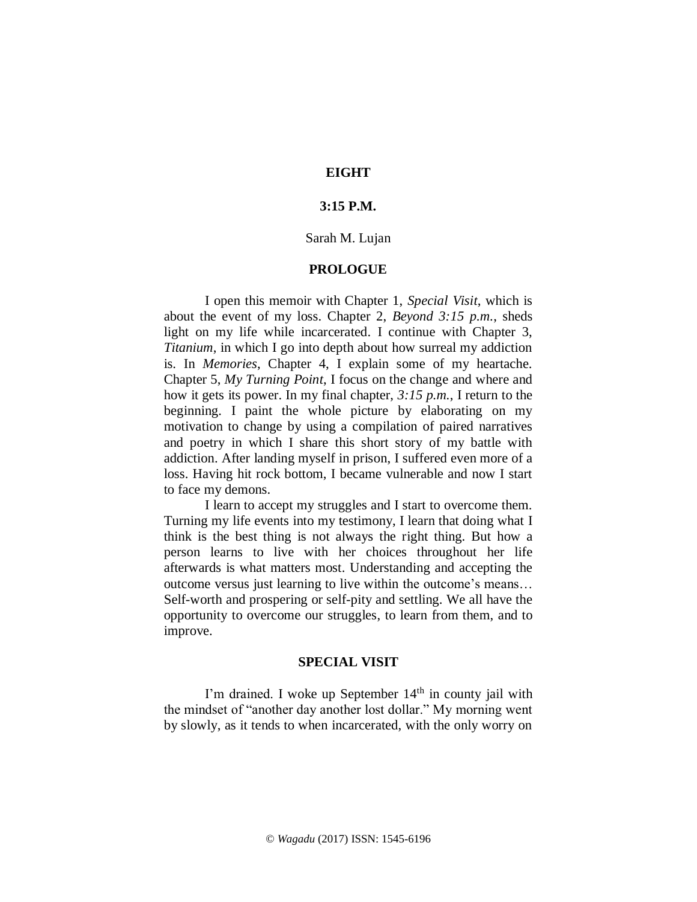# EIGHT

# 3:15 P.M.

Sarah M. Lujan

## PROLOGUE

I open this memoir with Chapter 1, *Special Visit*, which is about the event of my loss. Chapter 2, *Beyond 3:15 p.m.*, sheds light on my life while incarcerated. I continue with Chapter 3, *Titanium*, in which I go into depth about how surreal my addiction is. In *Memories*, Chapter 4, I explain some of my heartache. Chapter 5, *My Turning Point*, I focus on the change and where and how it gets its power. In my final chapter, *3:15 p.m.*, I return to the beginning. I paint the whole picture by elaborating on my motivation to change by using a compilation of paired narratives and poetry in which I share this short story of my battle with addiction. After landing myself in prison, I suffered even more of a loss. Having hit rock bottom, I became vulnerable and now I start to face my demons.

I learn to accept my struggles and I start to overcome them. Turning my life events into my testimony, I learn that doing what I think is the best thing is not always the right thing. But how a person learns to live with her choices throughout her life afterwards is what matters most. Understanding and accepting the outcome versus just learning to live within the outcome's means… Self-worth and prospering or self-pity and settling. We all have the opportunity to overcome our struggles, to learn from them, and to improve.

## SPECIAL VISIT

I'm drained. I woke up September 14th in county jail with the mindset of "another day another lost dollar." My morning went by slowly, as it tends to when incarcerated, with the only worry on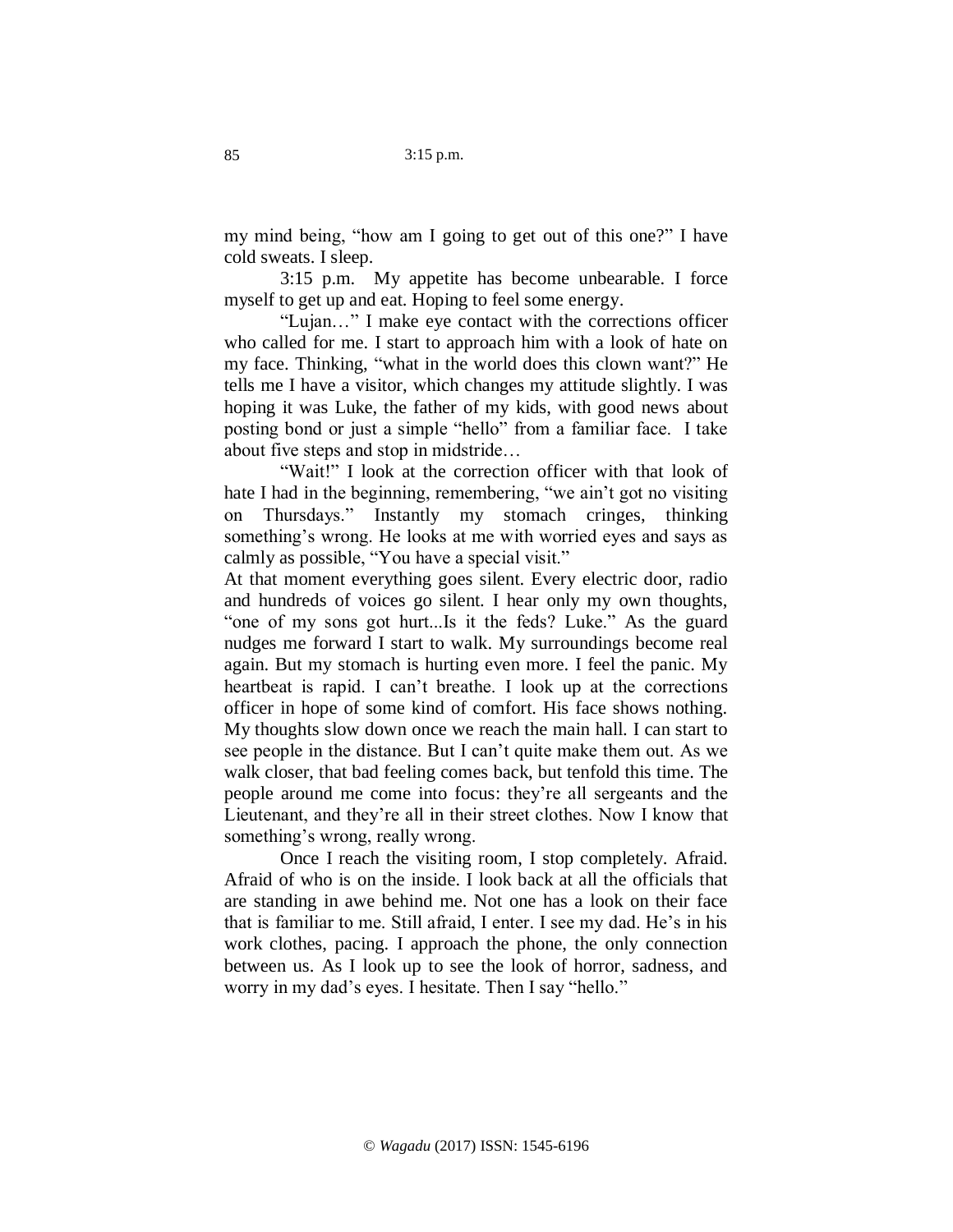my mind being, "how am I going to get out of this one?" I have cold sweats. I sleep.

3:15 p.m. My appetite has become unbearable. I force myself to get up and eat. Hoping to feel some energy.

"Lujan…" I make eye contact with the corrections officer who called for me. I start to approach him with a look of hate on my face. Thinking, "what in the world does this clown want?" He tells me I have a visitor, which changes my attitude slightly. I was hoping it was Luke, the father of my kids, with good news about posting bond or just a simple "hello" from a familiar face. I take about five steps and stop in midstride…

"Wait!" I look at the correction officer with that look of hate I had in the beginning, remembering, "we ain't got no visiting on Thursdays." Instantly my stomach cringes, thinking something's wrong. He looks at me with worried eyes and says as calmly as possible, "You have a special visit."

At that moment everything goes silent. Every electric door, radio and hundreds of voices go silent. I hear only my own thoughts, "one of my sons got hurt...Is it the feds? Luke." As the guard nudges me forward I start to walk. My surroundings become real again. But my stomach is hurting even more. I feel the panic. My heartbeat is rapid. I can't breathe. I look up at the corrections officer in hope of some kind of comfort. His face shows nothing. My thoughts slow down once we reach the main hall. I can start to see people in the distance. But I can't quite make them out. As we walk closer, that bad feeling comes back, but tenfold this time. The people around me come into focus: they're all sergeants and the Lieutenant, and they're all in their street clothes. Now I know that something's wrong, really wrong.

Once I reach the visiting room, I stop completely. Afraid. Afraid of who is on the inside. I look back at all the officials that are standing in awe behind me. Not one has a look on their face that is familiar to me. Still afraid, I enter. I see my dad. He's in his work clothes, pacing. I approach the phone, the only connection between us. As I look up to see the look of horror, sadness, and worry in my dad's eyes. I hesitate. Then I say "hello."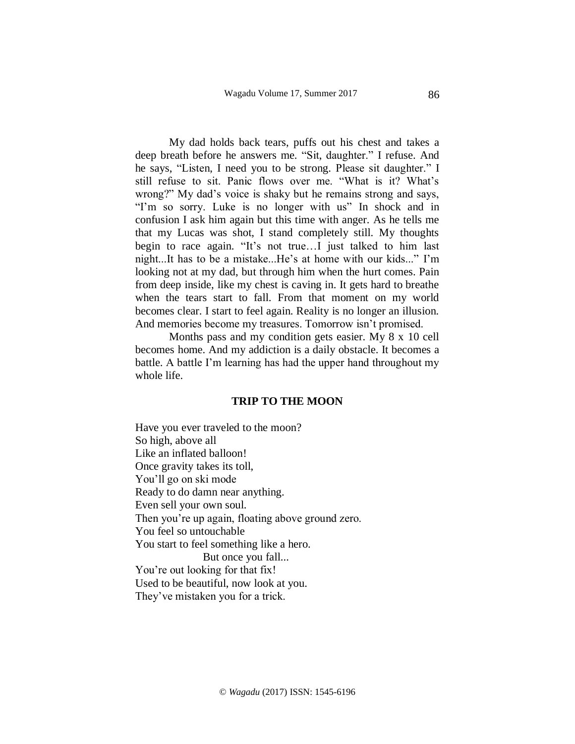My dad holds back tears, puffs out his chest and takes a deep breath before he answers me. "Sit, daughter." I refuse. And he says, "Listen, I need you to be strong. Please sit daughter." I still refuse to sit. Panic flows over me. "What is it? What's wrong?" My dad's voice is shaky but he remains strong and says, "I'm so sorry. Luke is no longer with us" In shock and in confusion I ask him again but this time with anger. As he tells me that my Lucas was shot, I stand completely still. My thoughts begin to race again. "It's not true…I just talked to him last night...It has to be a mistake...He's at home with our kids..." I'm looking not at my dad, but through him when the hurt comes. Pain from deep inside, like my chest is caving in. It gets hard to breathe when the tears start to fall. From that moment on my world becomes clear. I start to feel again. Reality is no longer an illusion. And memories become my treasures. Tomorrow isn't promised.

Months pass and my condition gets easier. My 8 x 10 cell becomes home. And my addiction is a daily obstacle. It becomes a battle. A battle I'm learning has had the upper hand throughout my whole life.

**TRIP TO THE MOON**

Have you ever traveled to the moon?
So high, above all
Like an inflated balloon!
Once gravity takes its toll,
You'll go on ski mode
Ready to do damn near anything.
Even sell your own soul.
Then you're up again, floating above ground zero.
You feel so untouchable
You start to feel something like a hero.
But once you fall...
You're out looking for that fix!
Used to be beautiful, now look at you.
They've mistaken you for a trick.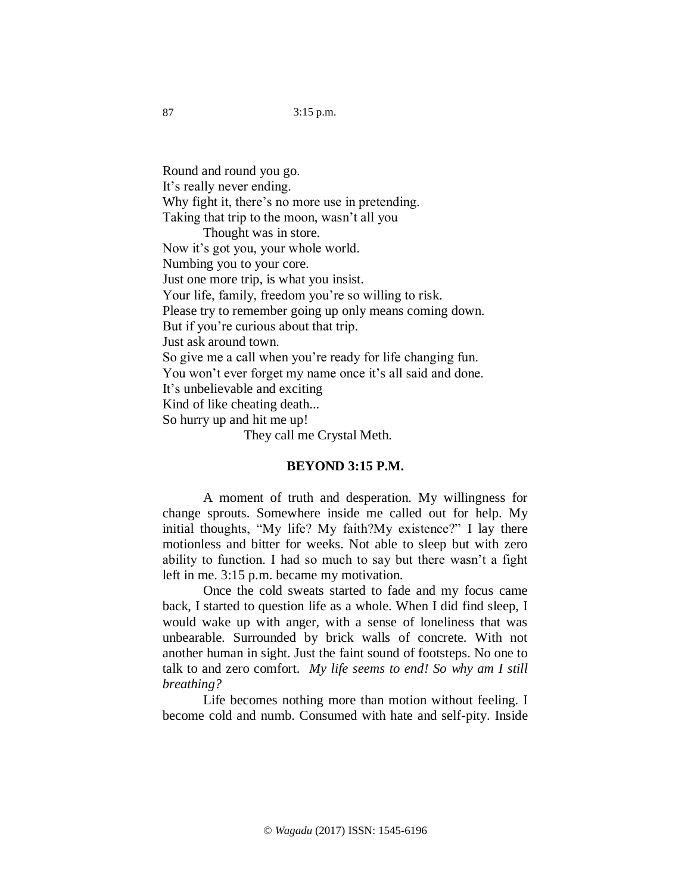Round and round you go.
It's really never ending.
Why fight it, there's no more use in pretending.
Taking that trip to the moon, wasn't all you
  Thought was in store.
Now it's got you, your whole world.
Numbing you to your core.
Just one more trip, is what you insist.
Your life, family, freedom you're so willing to risk.
Please try to remember going up only means coming down.
But if you're curious about that trip.
Just ask around town.
So give me a call when you're ready for life changing fun.
You won't ever forget my name once it's all said and done.
It's unbelievable and exciting
Kind of like cheating death...
So hurry up and hit me up!
    They call me Crystal Meth.

## BEYOND 3:15 P.M.

A moment of truth and desperation. My willingness for change sprouts. Somewhere inside me called out for help. My initial thoughts, "My life? My faith?My existence?" I lay there motionless and bitter for weeks. Not able to sleep but with zero ability to function. I had so much to say but there wasn't a fight left in me. 3:15 p.m. became my motivation.

Once the cold sweats started to fade and my focus came back, I started to question life as a whole. When I did find sleep, I would wake up with anger, with a sense of loneliness that was unbearable. Surrounded by brick walls of concrete. With not another human in sight. Just the faint sound of footsteps. No one to talk to and zero comfort. *My life seems to end! So why am I still breathing?*

Life becomes nothing more than motion without feeling. I become cold and numb. Consumed with hate and self-pity. Inside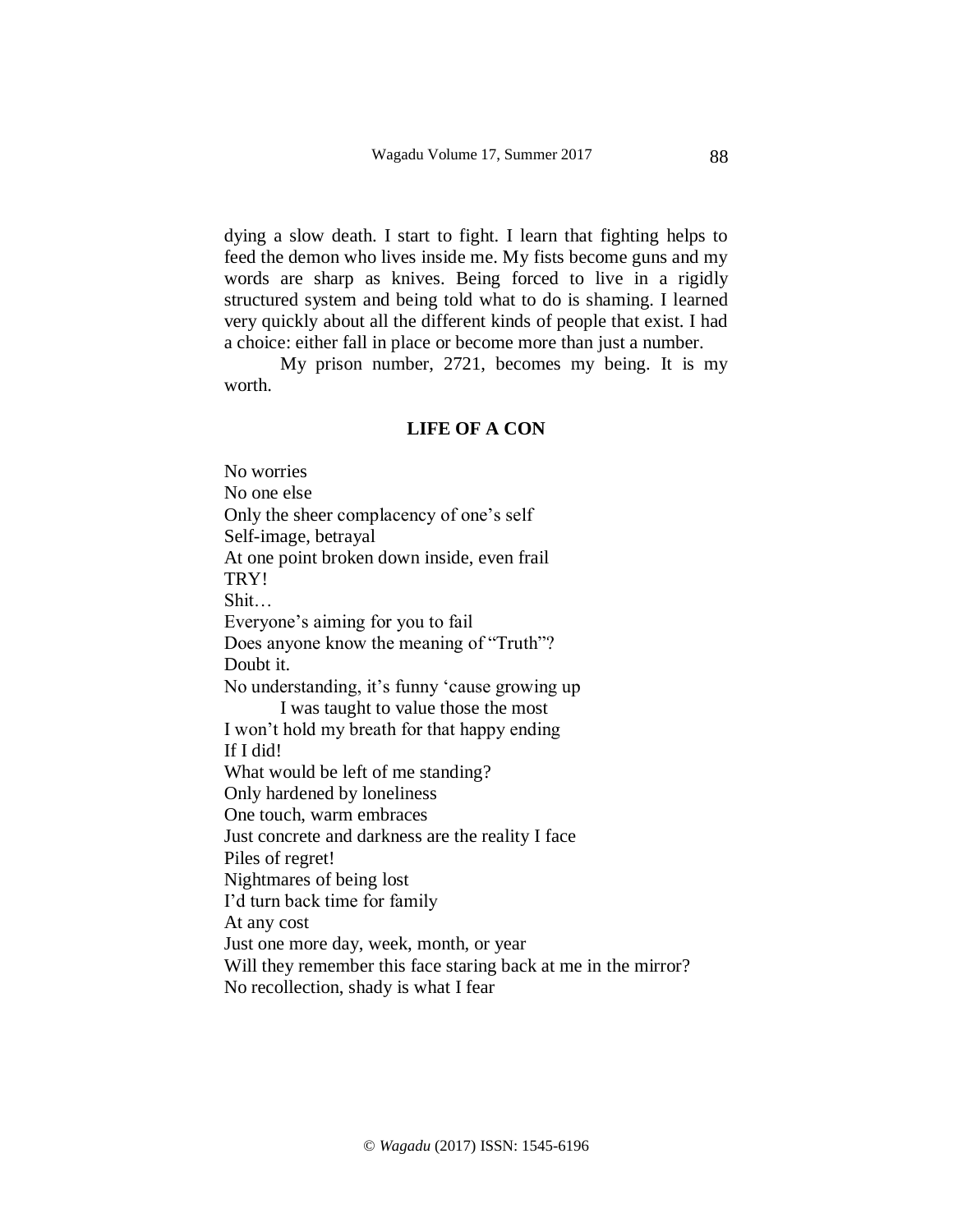dying a slow death. I start to fight. I learn that fighting helps to feed the demon who lives inside me. My fists become guns and my words are sharp as knives. Being forced to live in a rigidly structured system and being told what to do is shaming. I learned very quickly about all the different kinds of people that exist. I had a choice: either fall in place or become more than just a number.

My prison number, 2721, becomes my being. It is my worth.

## LIFE OF A CON

No worries  
No one else  
Only the sheer complacency of one's self  
Self-image, betrayal  
At one point broken down inside, even frail  
TRY!  
Shit…  
Everyone's aiming for you to fail  
Does anyone know the meaning of "Truth"?  
Doubt it.  
No understanding, it's funny 'cause growing up  
    I was taught to value those the most  
I won't hold my breath for that happy ending  
If I did!  
What would be left of me standing?  
Only hardened by loneliness  
One touch, warm embraces  
Just concrete and darkness are the reality I face  
Piles of regret!  
Nightmares of being lost  
I'd turn back time for family  
At any cost  
Just one more day, week, month, or year  
Will they remember this face staring back at me in the mirror?  
No recollection, shady is what I fear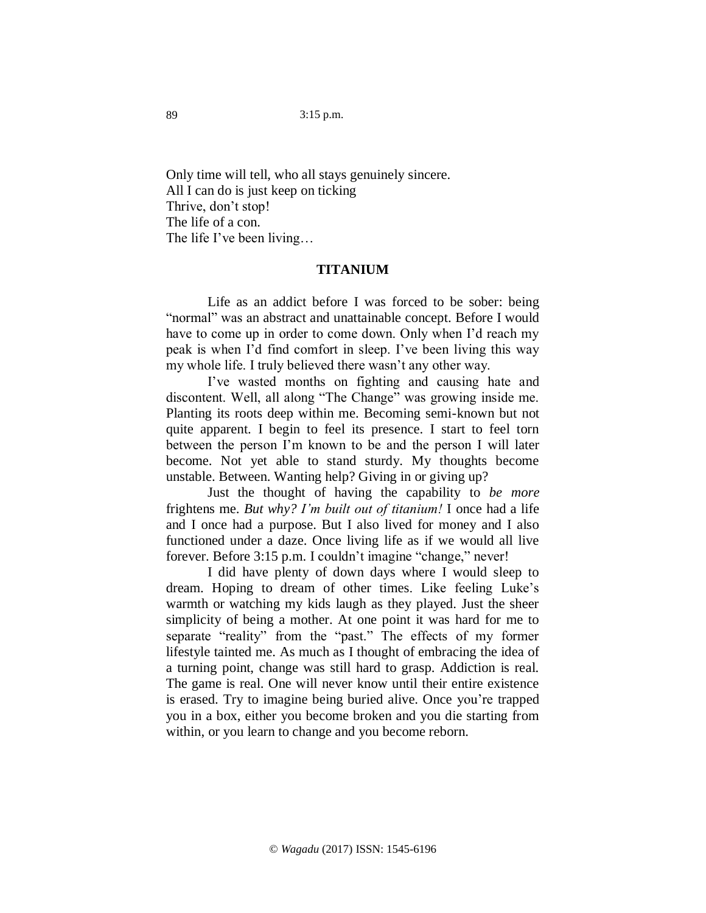Only time will tell, who all stays genuinely sincere.
All I can do is just keep on ticking
Thrive, don't stop!
The life of a con.
The life I've been living…

## TITANIUM

Life as an addict before I was forced to be sober: being "normal" was an abstract and unattainable concept. Before I would have to come up in order to come down. Only when I'd reach my peak is when I'd find comfort in sleep. I've been living this way my whole life. I truly believed there wasn't any other way.

I've wasted months on fighting and causing hate and discontent. Well, all along "The Change" was growing inside me. Planting its roots deep within me. Becoming semi-known but not quite apparent. I begin to feel its presence. I start to feel torn between the person I'm known to be and the person I will later become. Not yet able to stand sturdy. My thoughts become unstable. Between. Wanting help? Giving in or giving up?

Just the thought of having the capability to *be more* frightens me. *But why? I'm built out of titanium!* I once had a life and I once had a purpose. But I also lived for money and I also functioned under a daze. Once living life as if we would all live forever. Before 3:15 p.m. I couldn't imagine "change," never!

I did have plenty of down days where I would sleep to dream. Hoping to dream of other times. Like feeling Luke's warmth or watching my kids laugh as they played. Just the sheer simplicity of being a mother. At one point it was hard for me to separate "reality" from the "past." The effects of my former lifestyle tainted me. As much as I thought of embracing the idea of a turning point, change was still hard to grasp. Addiction is real. The game is real. One will never know until their entire existence is erased. Try to imagine being buried alive. Once you're trapped you in a box, either you become broken and you die starting from within, or you learn to change and you become reborn.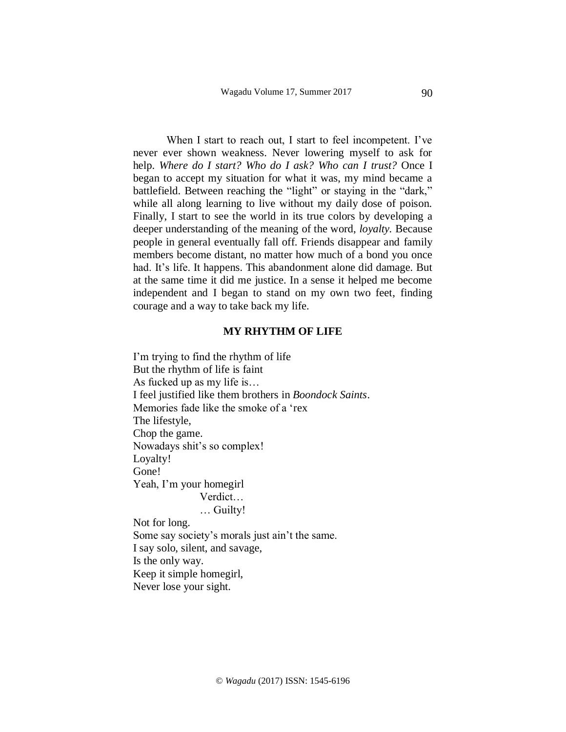When I start to reach out, I start to feel incompetent. I've never ever shown weakness. Never lowering myself to ask for help. *Where do I start? Who do I ask? Who can I trust?* Once I began to accept my situation for what it was, my mind became a battlefield. Between reaching the "light" or staying in the "dark," while all along learning to live without my daily dose of poison. Finally, I start to see the world in its true colors by developing a deeper understanding of the meaning of the word, *loyalty.* Because people in general eventually fall off. Friends disappear and family members become distant, no matter how much of a bond you once had. It's life. It happens. This abandonment alone did damage. But at the same time it did me justice. In a sense it helped me become independent and I began to stand on my own two feet, finding courage and a way to take back my life.

## MY RHYTHM OF LIFE

I'm trying to find the rhythm of life  
But the rhythm of life is faint  
As fucked up as my life is…  
I feel justified like them brothers in *Boondock Saints*.  
Memories fade like the smoke of a 'rex  
The lifestyle,  
Chop the game.  
Nowadays shit's so complex!  
Loyalty!  
Gone!  
Yeah, I'm your homegirl  
                    Verdict…  
                    … Guilty!  
Not for long.  
Some say society's morals just ain't the same.  
I say solo, silent, and savage,  
Is the only way.  
Keep it simple homegirl,  
Never lose your sight.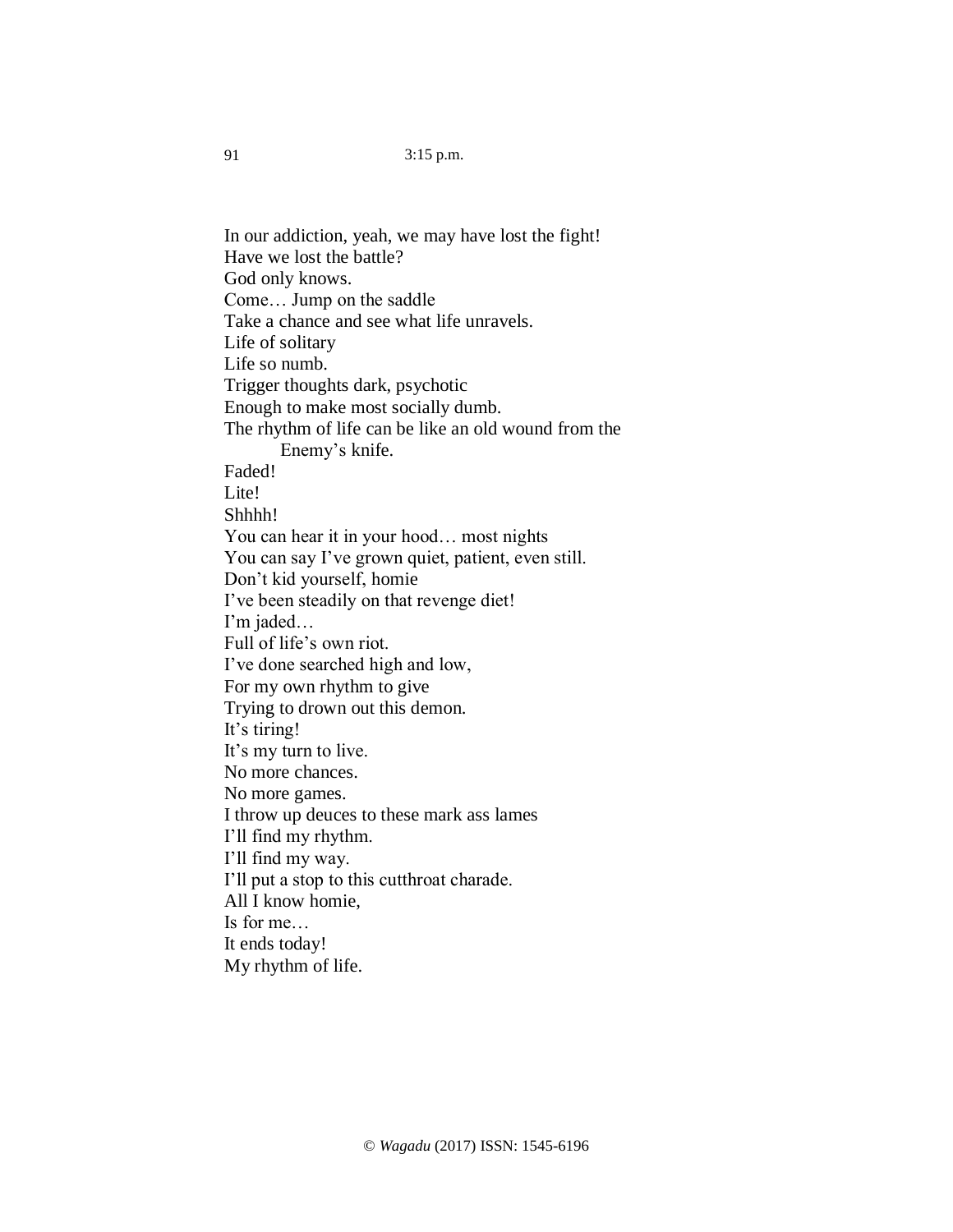In our addiction, yeah, we may have lost the fight!  
Have we lost the battle?  
God only knows.  
Come… Jump on the saddle  
Take a chance and see what life unravels.  
Life of solitary  
Life so numb.  
Trigger thoughts dark, psychotic  
Enough to make most socially dumb.  
The rhythm of life can be like an old wound from the  
Enemy's knife.  
Faded!  
Lite!  
Shhhh!  
You can hear it in your hood… most nights  
You can say I've grown quiet, patient, even still.  
Don't kid yourself, homie  
I've been steadily on that revenge diet!  
I'm jaded…  
Full of life's own riot.  
I've done searched high and low,  
For my own rhythm to give  
Trying to drown out this demon.  
It's tiring!  
It's my turn to live.  
No more chances.  
No more games.  
I throw up deuces to these mark ass lames  
I'll find my rhythm.  
I'll find my way.  
I'll put a stop to this cutthroat charade.  
All I know homie,  
Is for me…  
It ends today!  
My rhythm of life.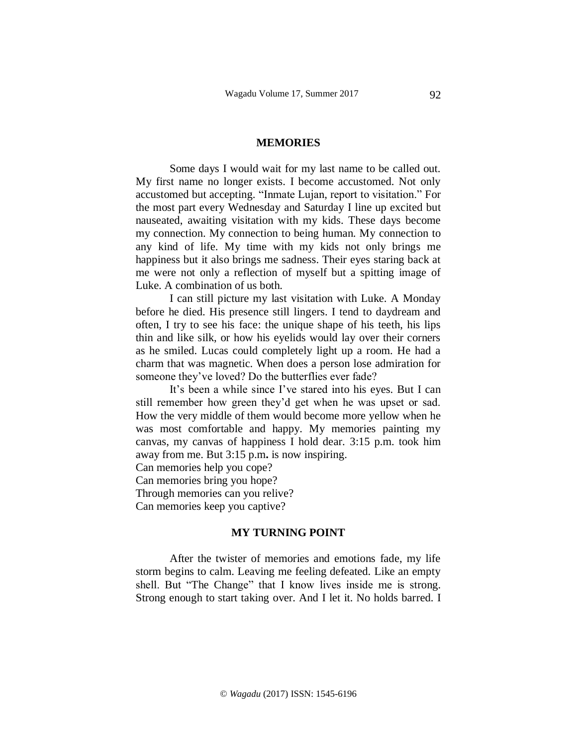## MEMORIES

Some days I would wait for my last name to be called out. My first name no longer exists. I become accustomed. Not only accustomed but accepting. "Inmate Lujan, report to visitation." For the most part every Wednesday and Saturday I line up excited but nauseated, awaiting visitation with my kids. These days become my connection. My connection to being human. My connection to any kind of life. My time with my kids not only brings me happiness but it also brings me sadness. Their eyes staring back at me were not only a reflection of myself but a spitting image of Luke. A combination of us both.

I can still picture my last visitation with Luke. A Monday before he died. His presence still lingers. I tend to daydream and often, I try to see his face: the unique shape of his teeth, his lips thin and like silk, or how his eyelids would lay over their corners as he smiled. Lucas could completely light up a room. He had a charm that was magnetic. When does a person lose admiration for someone they've loved? Do the butterflies ever fade?

It's been a while since I've stared into his eyes. But I can still remember how green they'd get when he was upset or sad. How the very middle of them would become more yellow when he was most comfortable and happy. My memories painting my canvas, my canvas of happiness I hold dear. 3:15 p.m. took him away from me. But 3:15 p.m**.** is now inspiring.

Can memories help you cope?
Can memories bring you hope?
Through memories can you relive?
Can memories keep you captive?

## MY TURNING POINT

After the twister of memories and emotions fade, my life storm begins to calm. Leaving me feeling defeated. Like an empty shell. But "The Change" that I know lives inside me is strong. Strong enough to start taking over. And I let it. No holds barred. I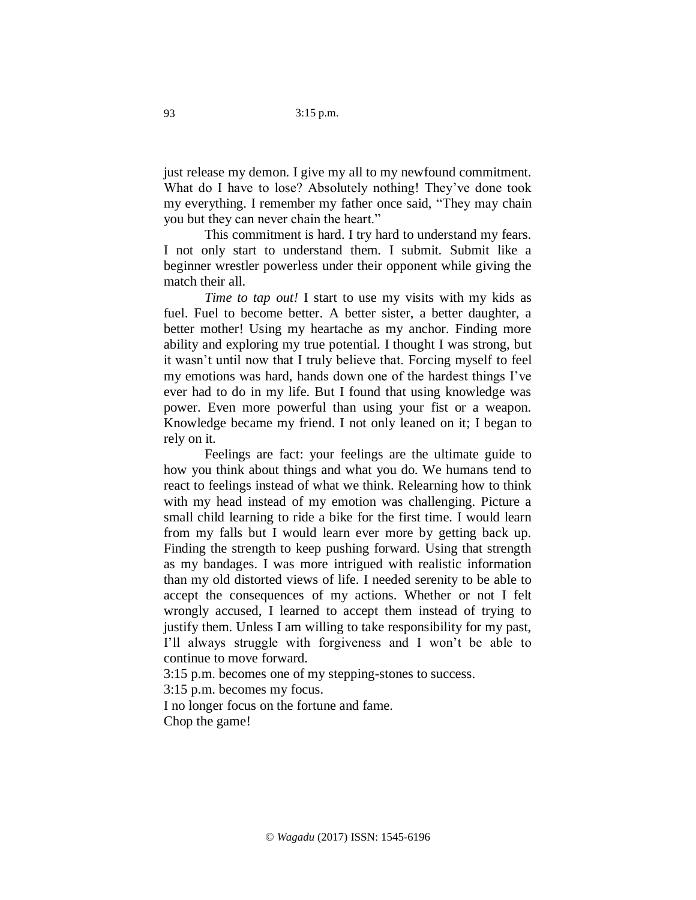just release my demon. I give my all to my newfound commitment. What do I have to lose? Absolutely nothing! They've done took my everything. I remember my father once said, "They may chain you but they can never chain the heart."

This commitment is hard. I try hard to understand my fears. I not only start to understand them. I submit. Submit like a beginner wrestler powerless under their opponent while giving the match their all.

*Time to tap out!* I start to use my visits with my kids as fuel. Fuel to become better. A better sister, a better daughter, a better mother! Using my heartache as my anchor. Finding more ability and exploring my true potential. I thought I was strong, but it wasn't until now that I truly believe that. Forcing myself to feel my emotions was hard, hands down one of the hardest things I've ever had to do in my life. But I found that using knowledge was power. Even more powerful than using your fist or a weapon. Knowledge became my friend. I not only leaned on it; I began to rely on it.

Feelings are fact: your feelings are the ultimate guide to how you think about things and what you do. We humans tend to react to feelings instead of what we think. Relearning how to think with my head instead of my emotion was challenging. Picture a small child learning to ride a bike for the first time. I would learn from my falls but I would learn ever more by getting back up. Finding the strength to keep pushing forward. Using that strength as my bandages. I was more intrigued with realistic information than my old distorted views of life. I needed serenity to be able to accept the consequences of my actions. Whether or not I felt wrongly accused, I learned to accept them instead of trying to justify them. Unless I am willing to take responsibility for my past, I'll always struggle with forgiveness and I won't be able to continue to move forward.

3:15 p.m. becomes one of my stepping-stones to success.  
3:15 p.m. becomes my focus.  
I no longer focus on the fortune and fame.  
Chop the game!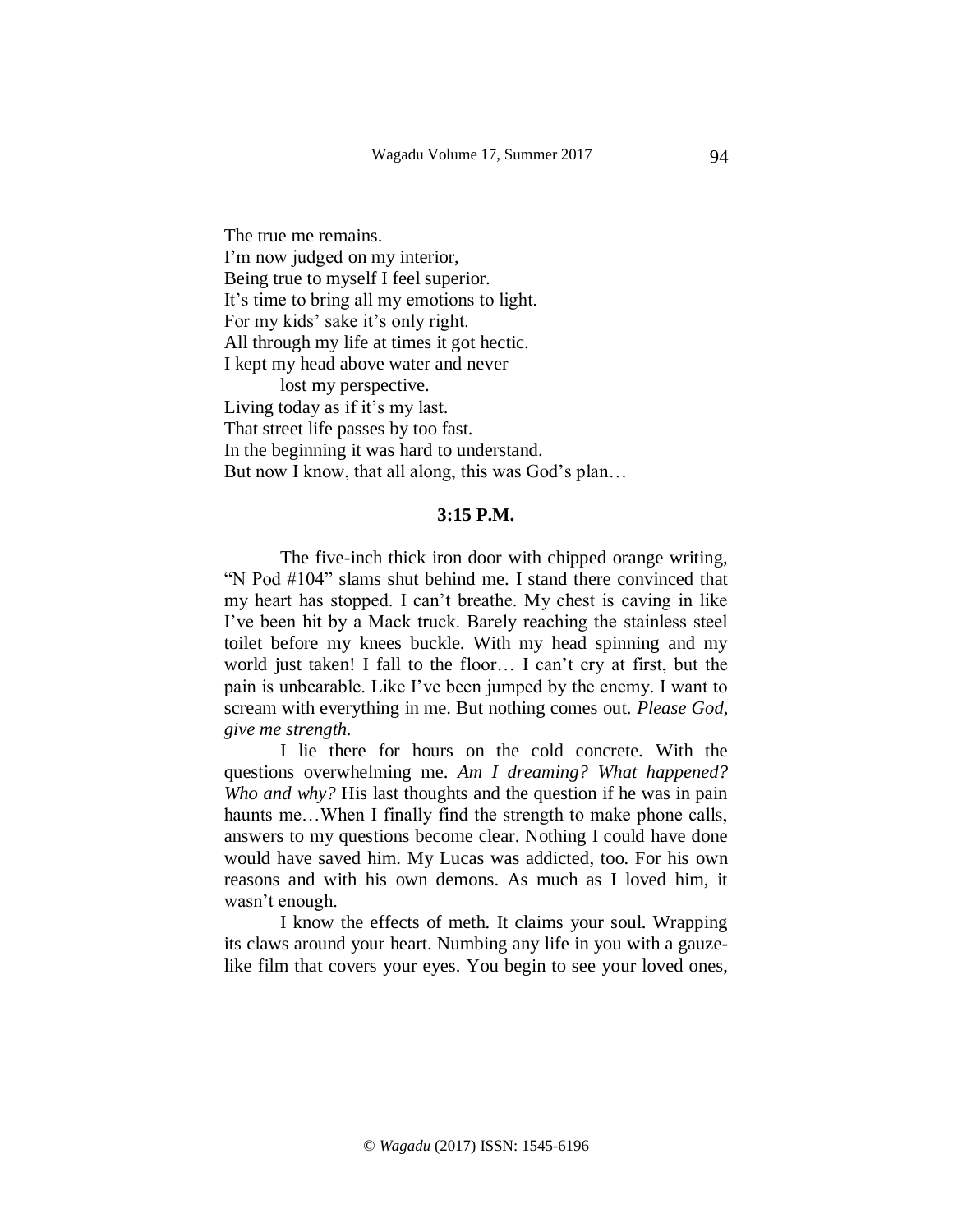The true me remains.
I'm now judged on my interior,
Being true to myself I feel superior.
It's time to bring all my emotions to light.
For my kids' sake it's only right.
All through my life at times it got hectic.
I kept my head above water and never
lost my perspective.
Living today as if it's my last.
That street life passes by too fast.
In the beginning it was hard to understand.
But now I know, that all along, this was God's plan…

**3:15 P.M.**

The five-inch thick iron door with chipped orange writing, "N Pod #104" slams shut behind me. I stand there convinced that my heart has stopped. I can't breathe. My chest is caving in like I've been hit by a Mack truck. Barely reaching the stainless steel toilet before my knees buckle. With my head spinning and my world just taken! I fall to the floor… I can't cry at first, but the pain is unbearable. Like I've been jumped by the enemy. I want to scream with everything in me. But nothing comes out. *Please God, give me strength.*

I lie there for hours on the cold concrete. With the questions overwhelming me. *Am I dreaming? What happened? Who and why?* His last thoughts and the question if he was in pain haunts me…When I finally find the strength to make phone calls, answers to my questions become clear. Nothing I could have done would have saved him. My Lucas was addicted, too. For his own reasons and with his own demons. As much as I loved him, it wasn't enough.

I know the effects of meth. It claims your soul. Wrapping its claws around your heart. Numbing any life in you with a gauze-like film that covers your eyes. You begin to see your loved ones,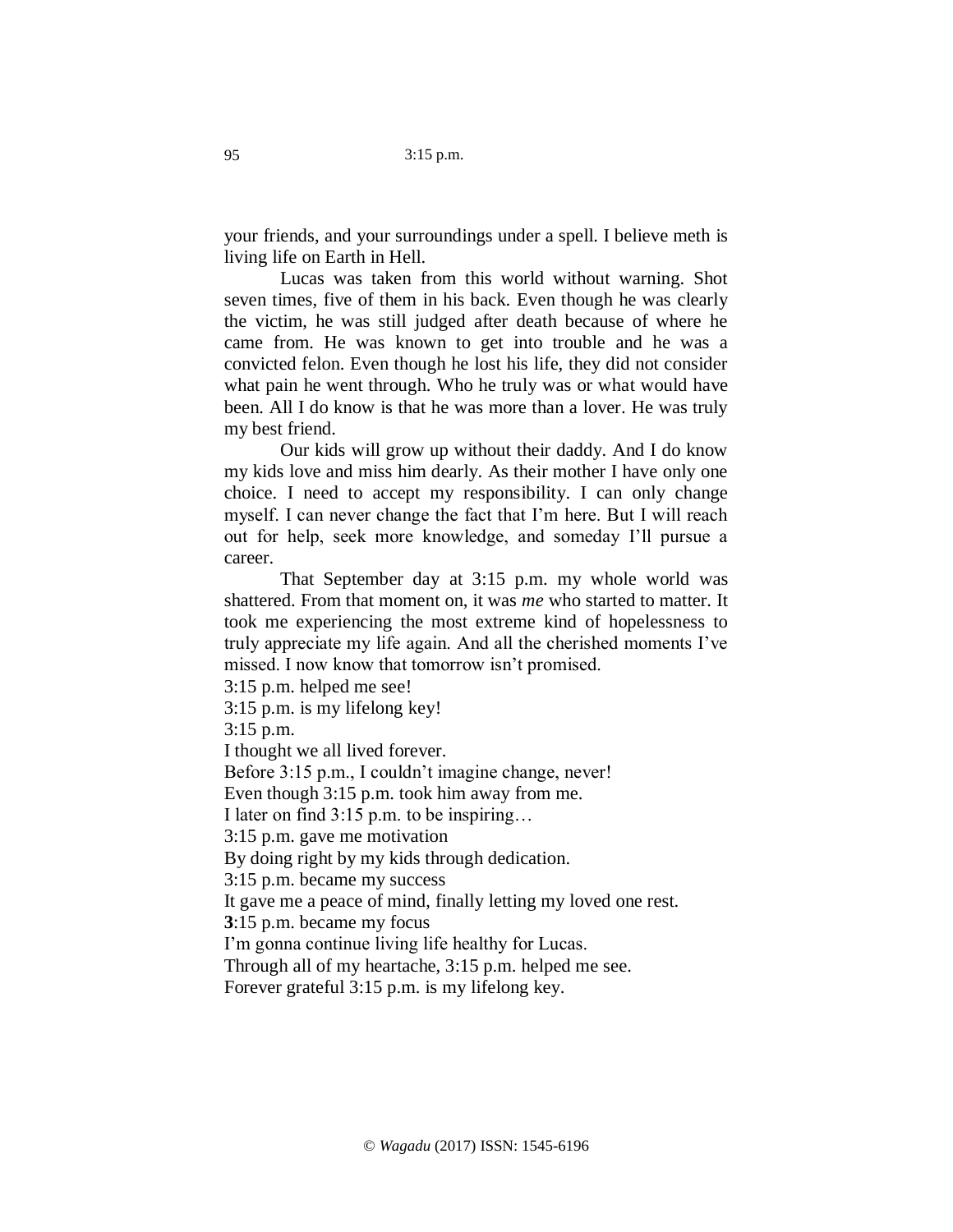your friends, and your surroundings under a spell. I believe meth is living life on Earth in Hell.

Lucas was taken from this world without warning. Shot seven times, five of them in his back. Even though he was clearly the victim, he was still judged after death because of where he came from. He was known to get into trouble and he was a convicted felon. Even though he lost his life, they did not consider what pain he went through. Who he truly was or what would have been. All I do know is that he was more than a lover. He was truly my best friend.

Our kids will grow up without their daddy. And I do know my kids love and miss him dearly. As their mother I have only one choice. I need to accept my responsibility. I can only change myself. I can never change the fact that I'm here. But I will reach out for help, seek more knowledge, and someday I'll pursue a career.

That September day at 3:15 p.m. my whole world was shattered. From that moment on, it was *me* who started to matter. It took me experiencing the most extreme kind of hopelessness to truly appreciate my life again. And all the cherished moments I've missed. I now know that tomorrow isn't promised.

3:15 p.m. helped me see!
3:15 p.m. is my lifelong key!
3:15 p.m.
I thought we all lived forever.
Before 3:15 p.m., I couldn't imagine change, never!
Even though 3:15 p.m. took him away from me.
I later on find 3:15 p.m. to be inspiring…
3:15 p.m. gave me motivation
By doing right by my kids through dedication.
3:15 p.m. became my success
It gave me a peace of mind, finally letting my loved one rest.
**3**:15 p.m. became my focus
I'm gonna continue living life healthy for Lucas.
Through all of my heartache, 3:15 p.m. helped me see.
Forever grateful 3:15 p.m. is my lifelong key.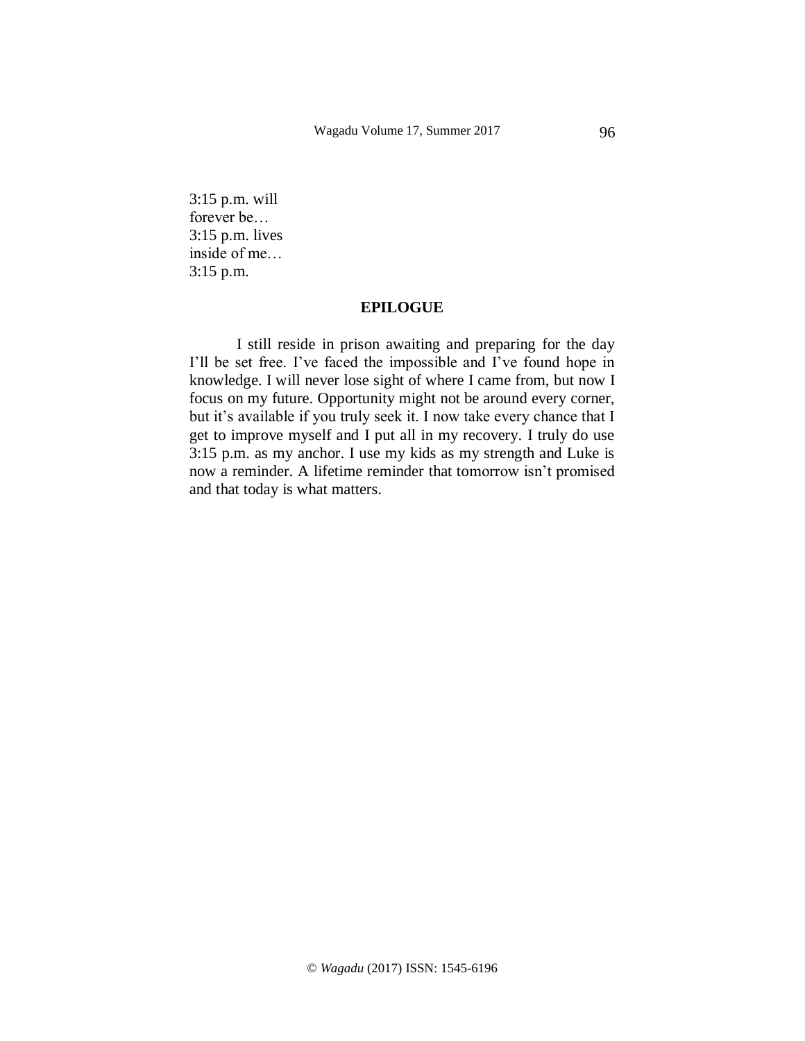3:15 p.m. will  
forever be…  
3:15 p.m. lives  
inside of me…  
3:15 p.m.

## EPILOGUE

I still reside in prison awaiting and preparing for the day I'll be set free. I've faced the impossible and I've found hope in knowledge. I will never lose sight of where I came from, but now I focus on my future. Opportunity might not be around every corner, but it's available if you truly seek it. I now take every chance that I get to improve myself and I put all in my recovery. I truly do use 3:15 p.m. as my anchor. I use my kids as my strength and Luke is now a reminder. A lifetime reminder that tomorrow isn't promised and that today is what matters.